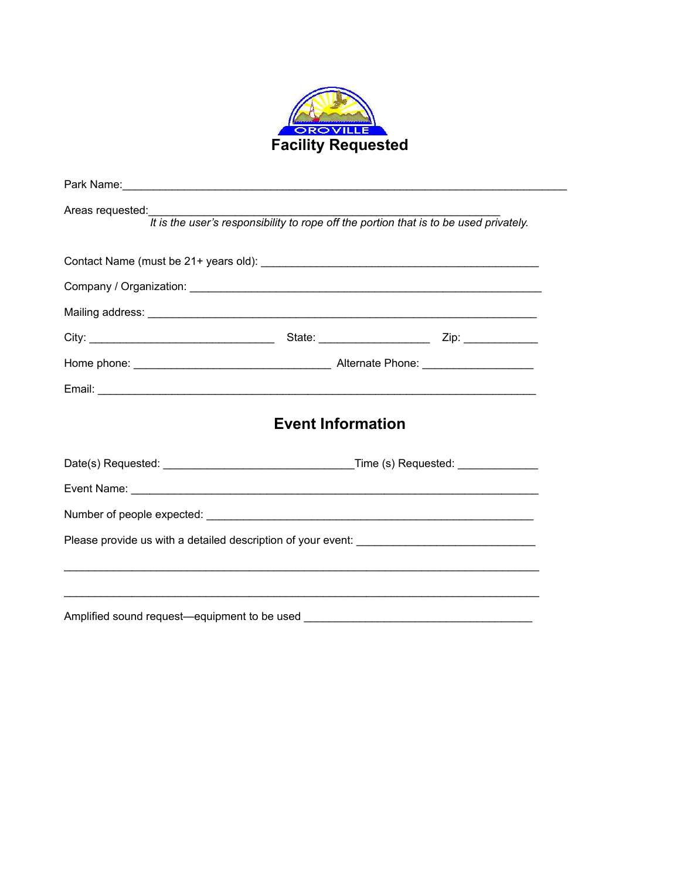OROVILLE

# Facility Requested

Park Name:_______________________________________________________________________

Areas requested:_______________________________________________________
*It is the user's responsibility to rope off the portion that is to be used privately.*

Contact Name (must be 21+ years old): ____________________________________________

Company / Organization: _______________________________________________________

Mailing address: _____________________________________________________________

City: ____________________________ State: _________________ Zip: ___________

Home phone: ______________________________ Alternate Phone: _________________

Email: _____________________________________________________________________

## Event Information

Date(s) Requested: _____________________________Time (s) Requested: ____________

Event Name: _______________________________________________________________

Number of people expected: ___________________________________________________

Please provide us with a detailed description of your event: ____________________________

___________________________________________________________________________

___________________________________________________________________________

Amplified sound request—equipment to be used ____________________________________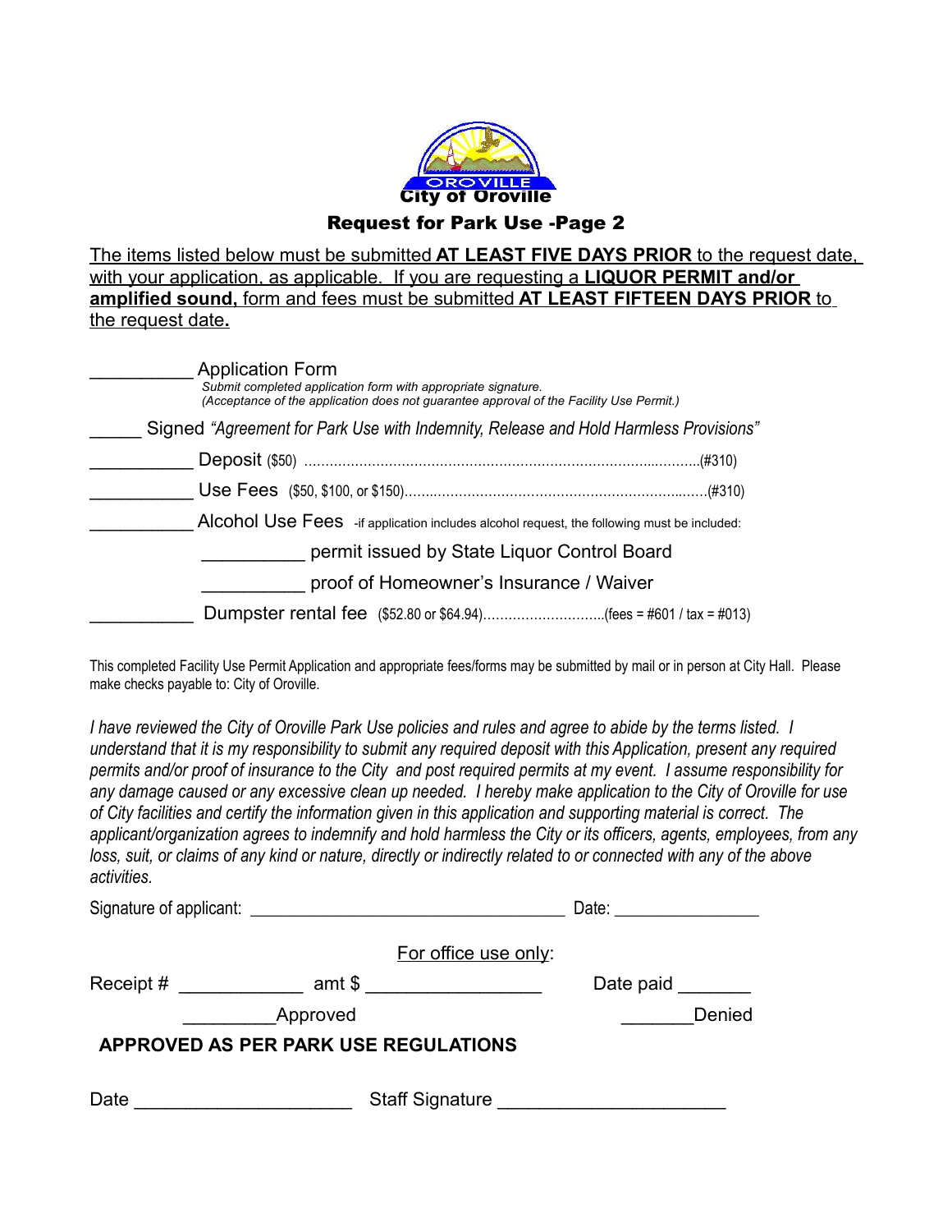City of Oroville

## Request for Park Use -Page 2

The items listed below must be submitted **AT LEAST FIVE DAYS PRIOR** to the request date, with your application, as applicable. If you are requesting a **LIQUOR PERMIT and/or amplified sound,** form and fees must be submitted **AT LEAST FIFTEEN DAYS PRIOR** to the request date**.**

__________ Application Form
*Submit completed application form with appropriate signature.*
*(Acceptance of the application does not guarantee approval of the Facility Use Permit.)*

_____ Signed *"Agreement for Park Use with Indemnity, Release and Hold Harmless Provisions"*

__________ Deposit ($50) ..........................................................................................(#310)

__________ Use Fees ($50, $100, or $150)..........................................................................(#310)

__________ Alcohol Use Fees -if application includes alcohol request, the following must be included:

- __________ permit issued by State Liquor Control Board
- __________ proof of Homeowner's Insurance / Waiver

__________ Dumpster rental fee ($52.80 or $64.94)............................(fees = #601 / tax = #013)

This completed Facility Use Permit Application and appropriate fees/forms may be submitted by mail or in person at City Hall. Please make checks payable to: City of Oroville.

*I have reviewed the City of Oroville Park Use policies and rules and agree to abide by the terms listed. I understand that it is my responsibility to submit any required deposit with this Application, present any required permits and/or proof of insurance to the City and post required permits at my event. I assume responsibility for any damage caused or any excessive clean up needed. I hereby make application to the City of Oroville for use of City facilities and certify the information given in this application and supporting material is correct. The applicant/organization agrees to indemnify and hold harmless the City or its officers, agents, employees, from any loss, suit, or claims of any kind or nature, directly or indirectly related to or connected with any of the above activities.*

Signature of applicant: __________________________________ Date: _______________

For office use only:

Receipt # ___________ amt $ ________________ Date paid _______

_________Approved _______Denied

**APPROVED AS PER PARK USE REGULATIONS**

Date ____________________ Staff Signature _____________________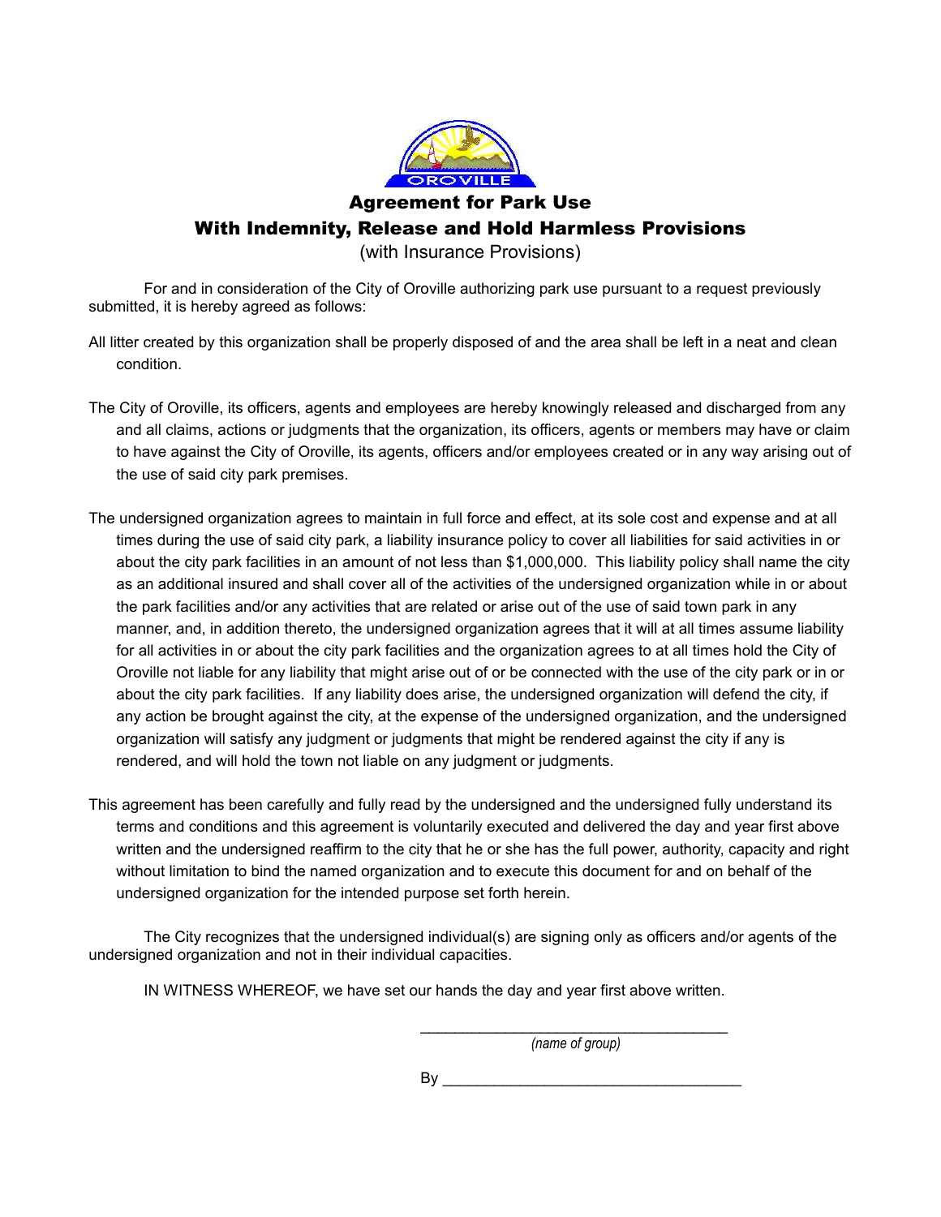# Agreement for Park Use

## With Indemnity, Release and Hold Harmless Provisions

(with Insurance Provisions)

For and in consideration of the City of Oroville authorizing park use pursuant to a request previously submitted, it is hereby agreed as follows:

All litter created by this organization shall be properly disposed of and the area shall be left in a neat and clean condition.

The City of Oroville, its officers, agents and employees are hereby knowingly released and discharged from any and all claims, actions or judgments that the organization, its officers, agents or members may have or claim to have against the City of Oroville, its agents, officers and/or employees created or in any way arising out of the use of said city park premises.

The undersigned organization agrees to maintain in full force and effect, at its sole cost and expense and at all times during the use of said city park, a liability insurance policy to cover all liabilities for said activities in or about the city park facilities in an amount of not less than $1,000,000. This liability policy shall name the city as an additional insured and shall cover all of the activities of the undersigned organization while in or about the park facilities and/or any activities that are related or arise out of the use of said town park in any manner, and, in addition thereto, the undersigned organization agrees that it will at all times assume liability for all activities in or about the city park facilities and the organization agrees to at all times hold the City of Oroville not liable for any liability that might arise out of or be connected with the use of the city park or in or about the city park facilities. If any liability does arise, the undersigned organization will defend the city, if any action be brought against the city, at the expense of the undersigned organization, and the undersigned organization will satisfy any judgment or judgments that might be rendered against the city if any is rendered, and will hold the town not liable on any judgment or judgments.

This agreement has been carefully and fully read by the undersigned and the undersigned fully understand its terms and conditions and this agreement is voluntarily executed and delivered the day and year first above written and the undersigned reaffirm to the city that he or she has the full power, authority, capacity and right without limitation to bind the named organization and to execute this document for and on behalf of the undersigned organization for the intended purpose set forth herein.

The City recognizes that the undersigned individual(s) are signing only as officers and/or agents of the undersigned organization and not in their individual capacities.

IN WITNESS WHEREOF, we have set our hands the day and year first above written.

\_\_\_\_\_\_\_\_\_\_\_\_\_\_\_\_\_\_\_\_\_\_\_\_\_\_\_\_\_\_\_\_\_\_\_\_

*(name of group)*

By \_\_\_\_\_\_\_\_\_\_\_\_\_\_\_\_\_\_\_\_\_\_\_\_\_\_\_\_\_\_\_\_\_\_\_\_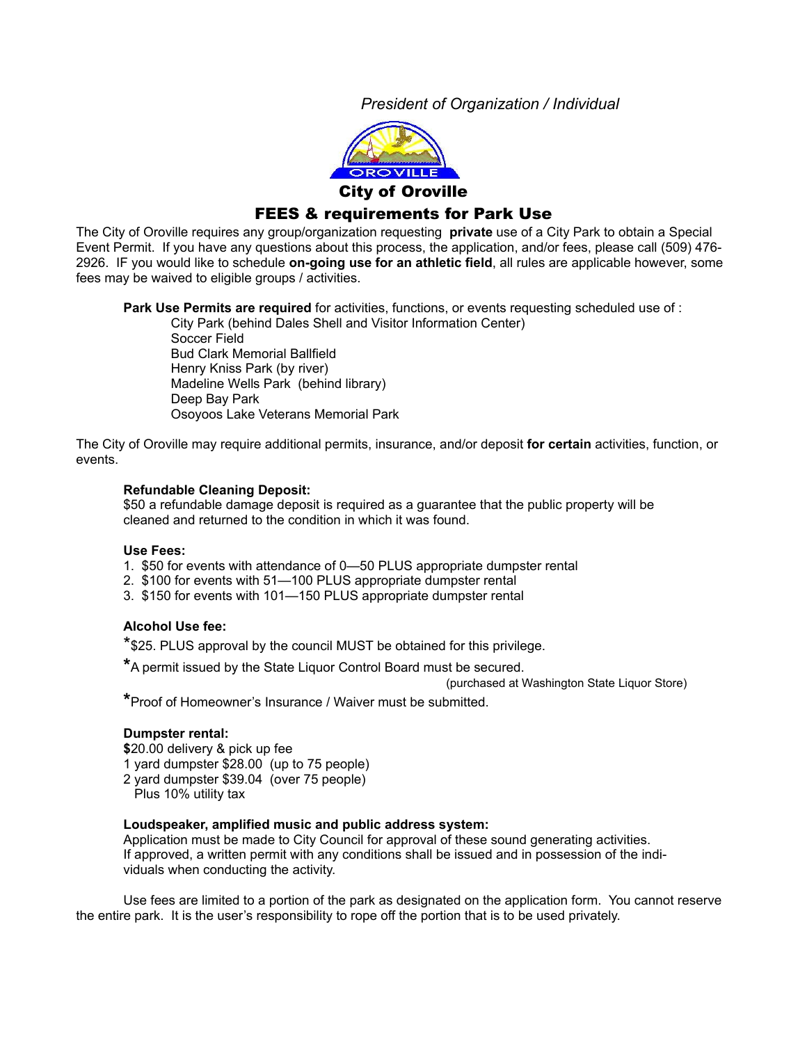*President of Organization / Individual*

## City of Oroville

## FEES & requirements for Park Use

The City of Oroville requires any group/organization requesting **private** use of a City Park to obtain a Special Event Permit. If you have any questions about this process, the application, and/or fees, please call (509) 476-2926. IF you would like to schedule **on-going use for an athletic field**, all rules are applicable however, some fees may be waived to eligible groups / activities.

**Park Use Permits are required** for activities, functions, or events requesting scheduled use of :

City Park (behind Dales Shell and Visitor Information Center)
Soccer Field
Bud Clark Memorial Ballfield
Henry Kniss Park (by river)
Madeline Wells Park (behind library)
Deep Bay Park
Osoyoos Lake Veterans Memorial Park

The City of Oroville may require additional permits, insurance, and/or deposit **for certain** activities, function, or events.

**Refundable Cleaning Deposit:**
$50 a refundable damage deposit is required as a guarantee that the public property will be cleaned and returned to the condition in which it was found.

**Use Fees:**

1. $50 for events with attendance of 0—50 PLUS appropriate dumpster rental
2. $100 for events with 51—100 PLUS appropriate dumpster rental
3. $150 for events with 101—150 PLUS appropriate dumpster rental

**Alcohol Use fee:**

*$25. PLUS approval by the council MUST be obtained for this privilege.

*A permit issued by the State Liquor Control Board must be secured.
(purchased at Washington State Liquor Store)

*Proof of Homeowner's Insurance / Waiver must be submitted.

**Dumpster rental:**
**$**20.00 delivery & pick up fee
1 yard dumpster $28.00 (up to 75 people)
2 yard dumpster $39.04 (over 75 people)
Plus 10% utility tax

**Loudspeaker, amplified music and public address system:**
Application must be made to City Council for approval of these sound generating activities. If approved, a written permit with any conditions shall be issued and in possession of the individuals when conducting the activity.

Use fees are limited to a portion of the park as designated on the application form. You cannot reserve the entire park. It is the user's responsibility to rope off the portion that is to be used privately.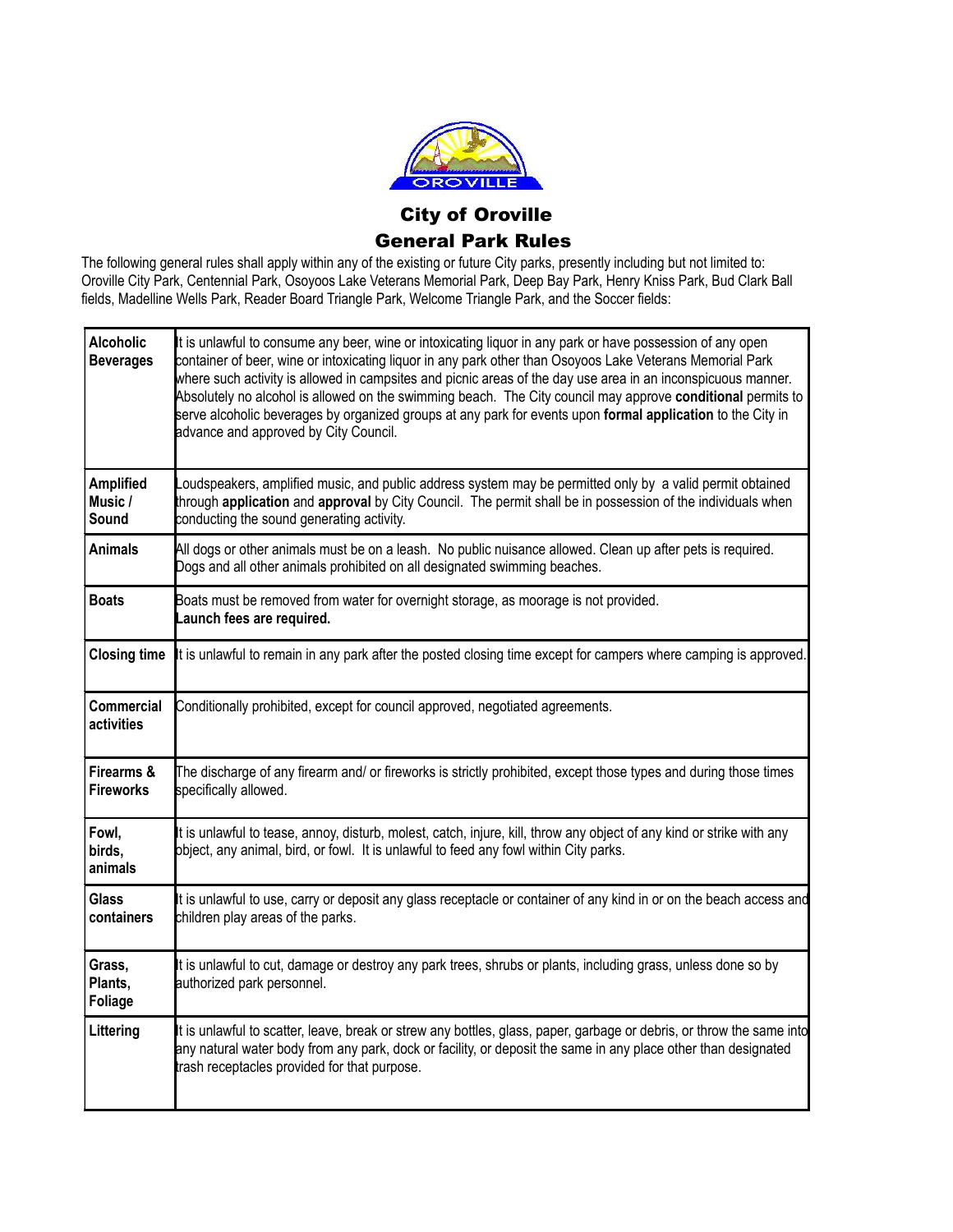# City of Oroville

## General Park Rules

The following general rules shall apply within any of the existing or future City parks, presently including but not limited to: Oroville City Park, Centennial Park, Osoyoos Lake Veterans Memorial Park, Deep Bay Park, Henry Kniss Park, Bud Clark Ball fields, Madelline Wells Park, Reader Board Triangle Park, Welcome Triangle Park, and the Soccer fields:

| | |
|---|---|
| **Alcoholic Beverages** | It is unlawful to consume any beer, wine or intoxicating liquor in any park or have possession of any open container of beer, wine or intoxicating liquor in any park other than Osoyoos Lake Veterans Memorial Park where such activity is allowed in campsites and picnic areas of the day use area in an inconspicuous manner. Absolutely no alcohol is allowed on the swimming beach. The City council may approve **conditional** permits to serve alcoholic beverages by organized groups at any park for events upon **formal application** to the City in advance and approved by City Council. |
| **Amplified Music / Sound** | Loudspeakers, amplified music, and public address system may be permitted only by a valid permit obtained through **application** and **approval** by City Council. The permit shall be in possession of the individuals when conducting the sound generating activity. |
| **Animals** | All dogs or other animals must be on a leash. No public nuisance allowed. Clean up after pets is required. Dogs and all other animals prohibited on all designated swimming beaches. |
| **Boats** | Boats must be removed from water for overnight storage, as moorage is not provided. **Launch fees are required.** |
| **Closing time** | It is unlawful to remain in any park after the posted closing time except for campers where camping is approved. |
| **Commercial activities** | Conditionally prohibited, except for council approved, negotiated agreements. |
| **Firearms & Fireworks** | The discharge of any firearm and/ or fireworks is strictly prohibited, except those types and during those times specifically allowed. |
| **Fowl, birds, animals** | It is unlawful to tease, annoy, disturb, molest, catch, injure, kill, throw any object of any kind or strike with any object, any animal, bird, or fowl. It is unlawful to feed any fowl within City parks. |
| **Glass containers** | It is unlawful to use, carry or deposit any glass receptacle or container of any kind in or on the beach access and children play areas of the parks. |
| **Grass, Plants, Foliage** | It is unlawful to cut, damage or destroy any park trees, shrubs or plants, including grass, unless done so by authorized park personnel. |
| **Littering** | It is unlawful to scatter, leave, break or strew any bottles, glass, paper, garbage or debris, or throw the same into any natural water body from any park, dock or facility, or deposit the same in any place other than designated trash receptacles provided for that purpose. |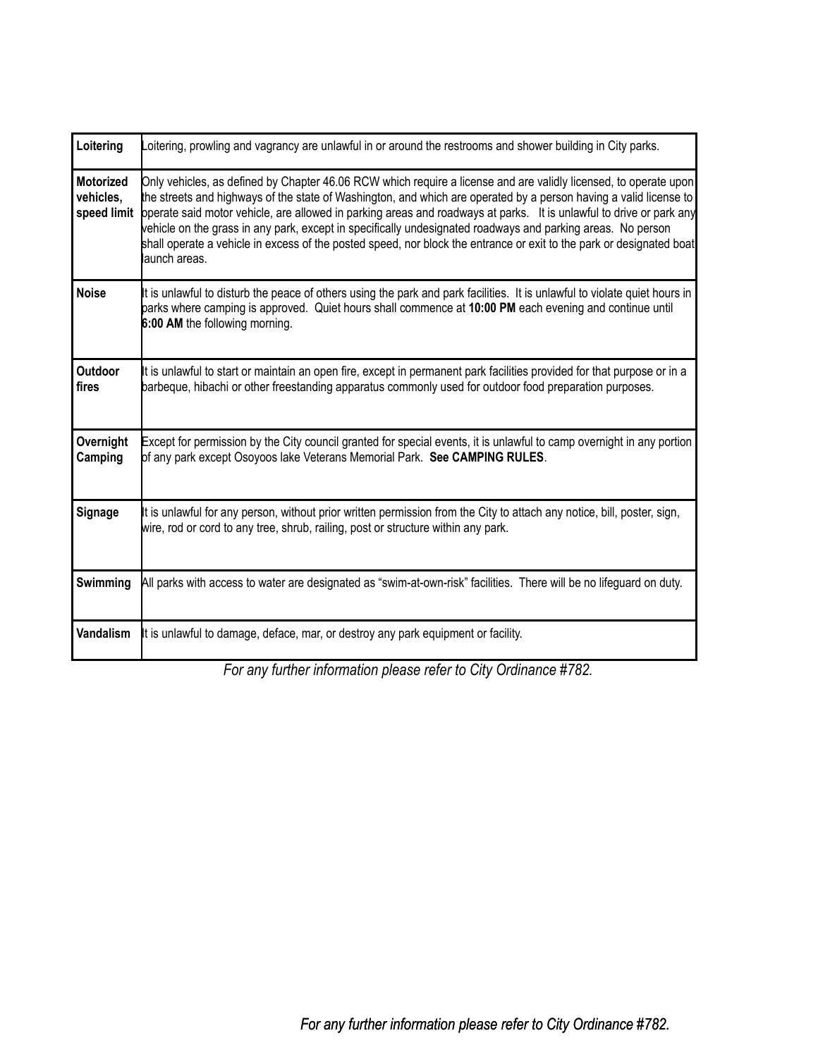| | |
|---|---|
| **Loitering** | Loitering, prowling and vagrancy are unlawful in or around the restrooms and shower building in City parks. |
| **Motorized vehicles, speed limit** | Only vehicles, as defined by Chapter 46.06 RCW which require a license and are validly licensed, to operate upon the streets and highways of the state of Washington, and which are operated by a person having a valid license to operate said motor vehicle, are allowed in parking areas and roadways at parks. It is unlawful to drive or park any vehicle on the grass in any park, except in specifically undesignated roadways and parking areas. No person shall operate a vehicle in excess of the posted speed, nor block the entrance or exit to the park or designated boat launch areas. |
| **Noise** | It is unlawful to disturb the peace of others using the park and park facilities. It is unlawful to violate quiet hours in parks where camping is approved. Quiet hours shall commence at **10:00 PM** each evening and continue until **6:00 AM** the following morning. |
| **Outdoor fires** | It is unlawful to start or maintain an open fire, except in permanent park facilities provided for that purpose or in a barbeque, hibachi or other freestanding apparatus commonly used for outdoor food preparation purposes. |
| **Overnight Camping** | Except for permission by the City council granted for special events, it is unlawful to camp overnight in any portion of any park except Osoyoos lake Veterans Memorial Park. **See CAMPING RULES**. |
| **Signage** | It is unlawful for any person, without prior written permission from the City to attach any notice, bill, poster, sign, wire, rod or cord to any tree, shrub, railing, post or structure within any park. |
| **Swimming** | All parks with access to water are designated as "swim-at-own-risk" facilities. There will be no lifeguard on duty. |
| **Vandalism** | It is unlawful to damage, deface, mar, or destroy any park equipment or facility. |

*For any further information please refer to City Ordinance #782.*